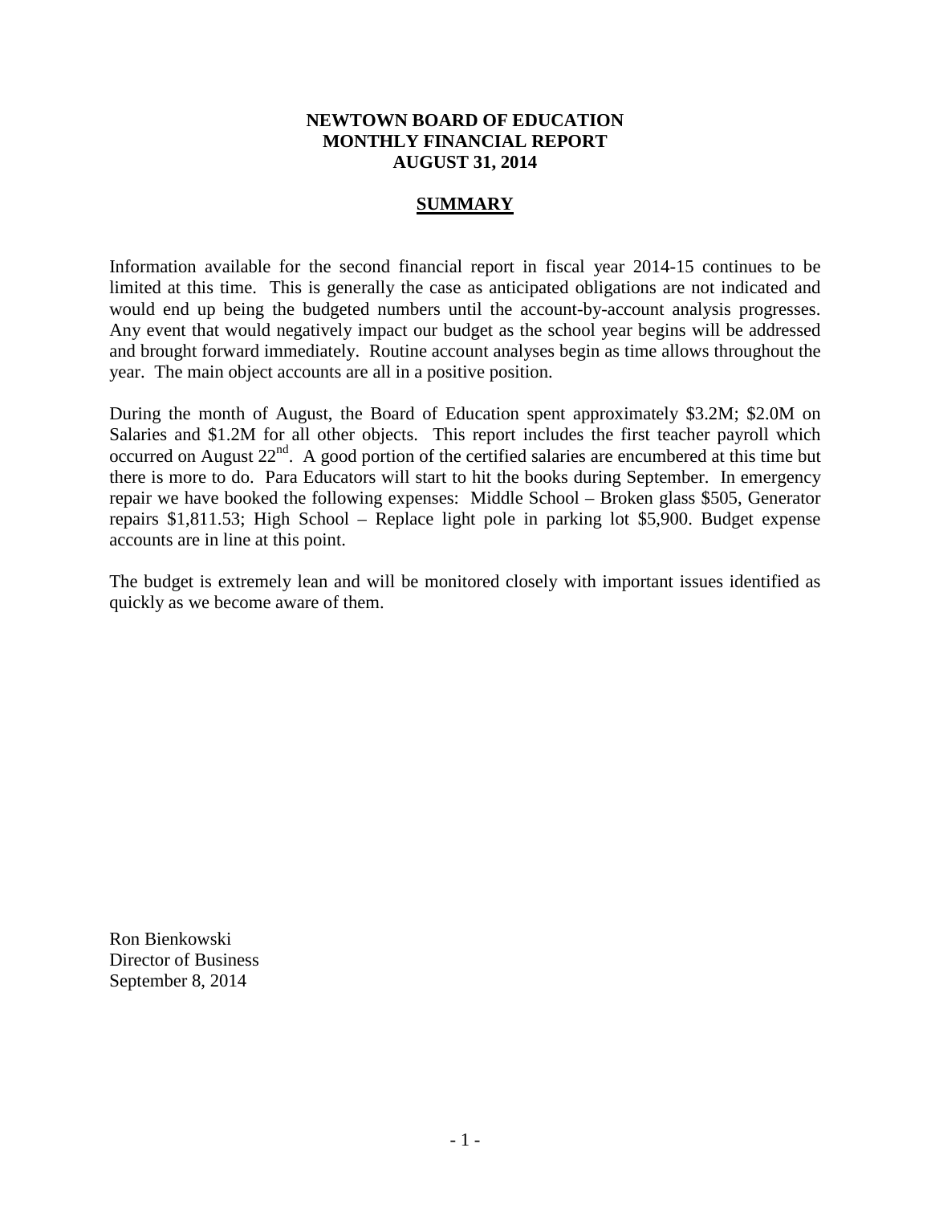# NEWTOWN BOARD OF EDUCATION
# MONTHLY FINANCIAL REPORT
# AUGUST 31, 2014

## SUMMARY

Information available for the second financial report in fiscal year 2014-15 continues to be limited at this time. This is generally the case as anticipated obligations are not indicated and would end up being the budgeted numbers until the account-by-account analysis progresses. Any event that would negatively impact our budget as the school year begins will be addressed and brought forward immediately. Routine account analyses begin as time allows throughout the year. The main object accounts are all in a positive position.

During the month of August, the Board of Education spent approximately \$3.2M; \$2.0M on Salaries and \$1.2M for all other objects. This report includes the first teacher payroll which occurred on August 22nd. A good portion of the certified salaries are encumbered at this time but there is more to do. Para Educators will start to hit the books during September. In emergency repair we have booked the following expenses: Middle School – Broken glass \$505, Generator repairs \$1,811.53; High School – Replace light pole in parking lot \$5,900. Budget expense accounts are in line at this point.

The budget is extremely lean and will be monitored closely with important issues identified as quickly as we become aware of them.

Ron Bienkowski
Director of Business
September 8, 2014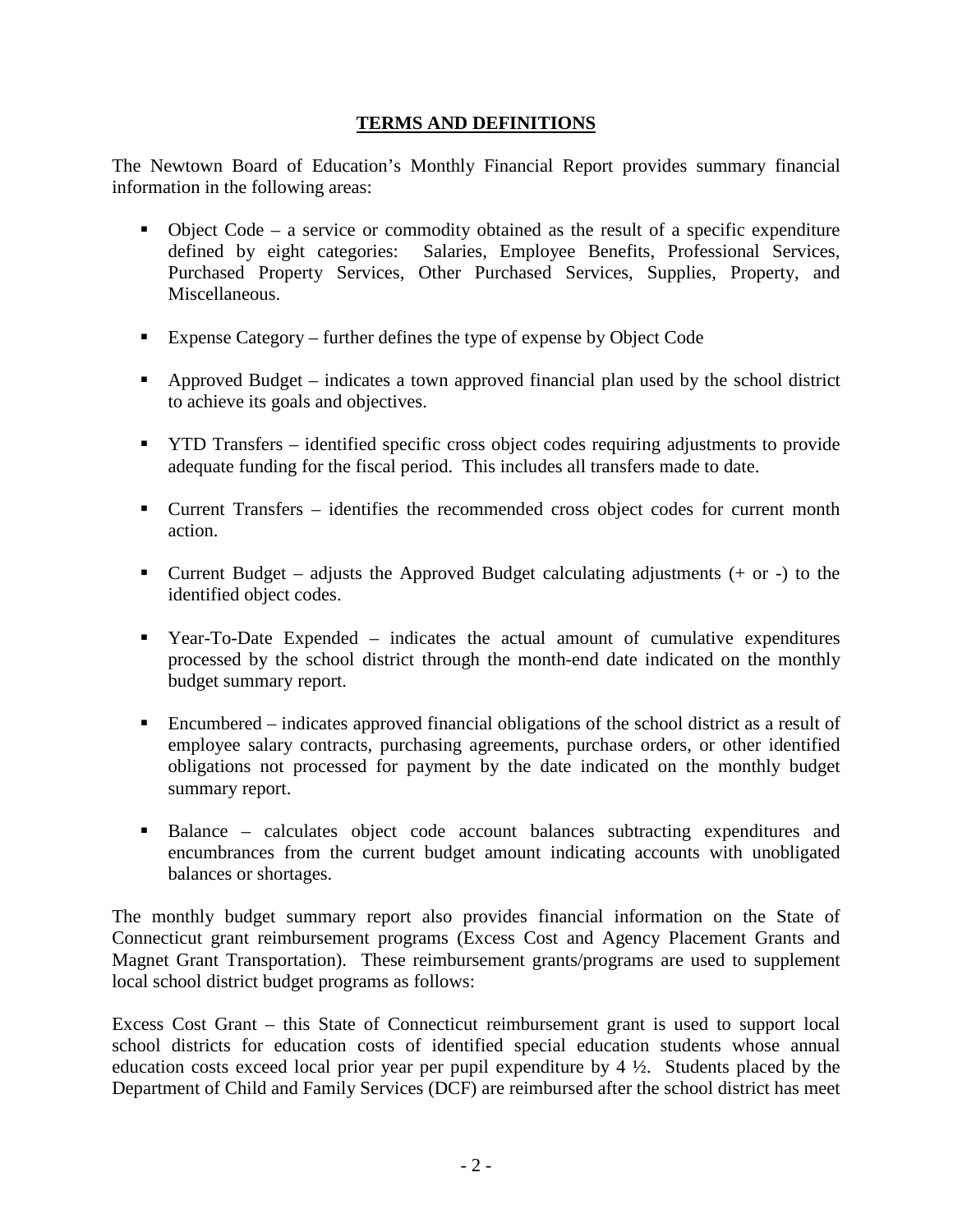## TERMS AND DEFINITIONS

The Newtown Board of Education's Monthly Financial Report provides summary financial information in the following areas:

- Object Code – a service or commodity obtained as the result of a specific expenditure defined by eight categories: Salaries, Employee Benefits, Professional Services, Purchased Property Services, Other Purchased Services, Supplies, Property, and Miscellaneous.
- Expense Category – further defines the type of expense by Object Code
- Approved Budget – indicates a town approved financial plan used by the school district to achieve its goals and objectives.
- YTD Transfers – identified specific cross object codes requiring adjustments to provide adequate funding for the fiscal period. This includes all transfers made to date.
- Current Transfers – identifies the recommended cross object codes for current month action.
- Current Budget – adjusts the Approved Budget calculating adjustments (+ or -) to the identified object codes.
- Year-To-Date Expended – indicates the actual amount of cumulative expenditures processed by the school district through the month-end date indicated on the monthly budget summary report.
- Encumbered – indicates approved financial obligations of the school district as a result of employee salary contracts, purchasing agreements, purchase orders, or other identified obligations not processed for payment by the date indicated on the monthly budget summary report.
- Balance – calculates object code account balances subtracting expenditures and encumbrances from the current budget amount indicating accounts with unobligated balances or shortages.

The monthly budget summary report also provides financial information on the State of Connecticut grant reimbursement programs (Excess Cost and Agency Placement Grants and Magnet Grant Transportation). These reimbursement grants/programs are used to supplement local school district budget programs as follows:

Excess Cost Grant – this State of Connecticut reimbursement grant is used to support local school districts for education costs of identified special education students whose annual education costs exceed local prior year per pupil expenditure by 4 ½. Students placed by the Department of Child and Family Services (DCF) are reimbursed after the school district has meet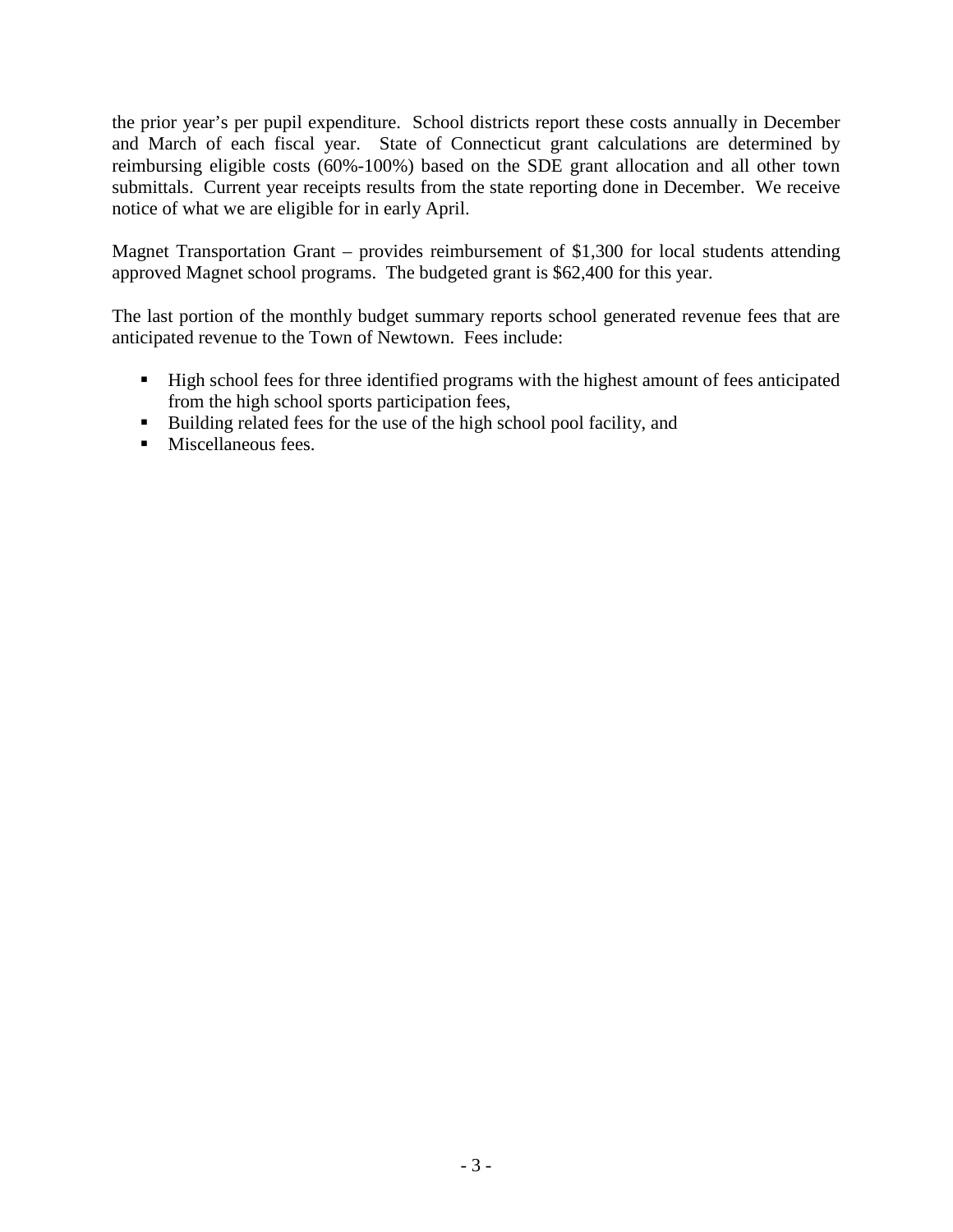the prior year's per pupil expenditure. School districts report these costs annually in December and March of each fiscal year. State of Connecticut grant calculations are determined by reimbursing eligible costs (60%-100%) based on the SDE grant allocation and all other town submittals. Current year receipts results from the state reporting done in December. We receive notice of what we are eligible for in early April.

Magnet Transportation Grant – provides reimbursement of $1,300 for local students attending approved Magnet school programs. The budgeted grant is $62,400 for this year.

The last portion of the monthly budget summary reports school generated revenue fees that are anticipated revenue to the Town of Newtown. Fees include:

- High school fees for three identified programs with the highest amount of fees anticipated from the high school sports participation fees,
- Building related fees for the use of the high school pool facility, and
- Miscellaneous fees.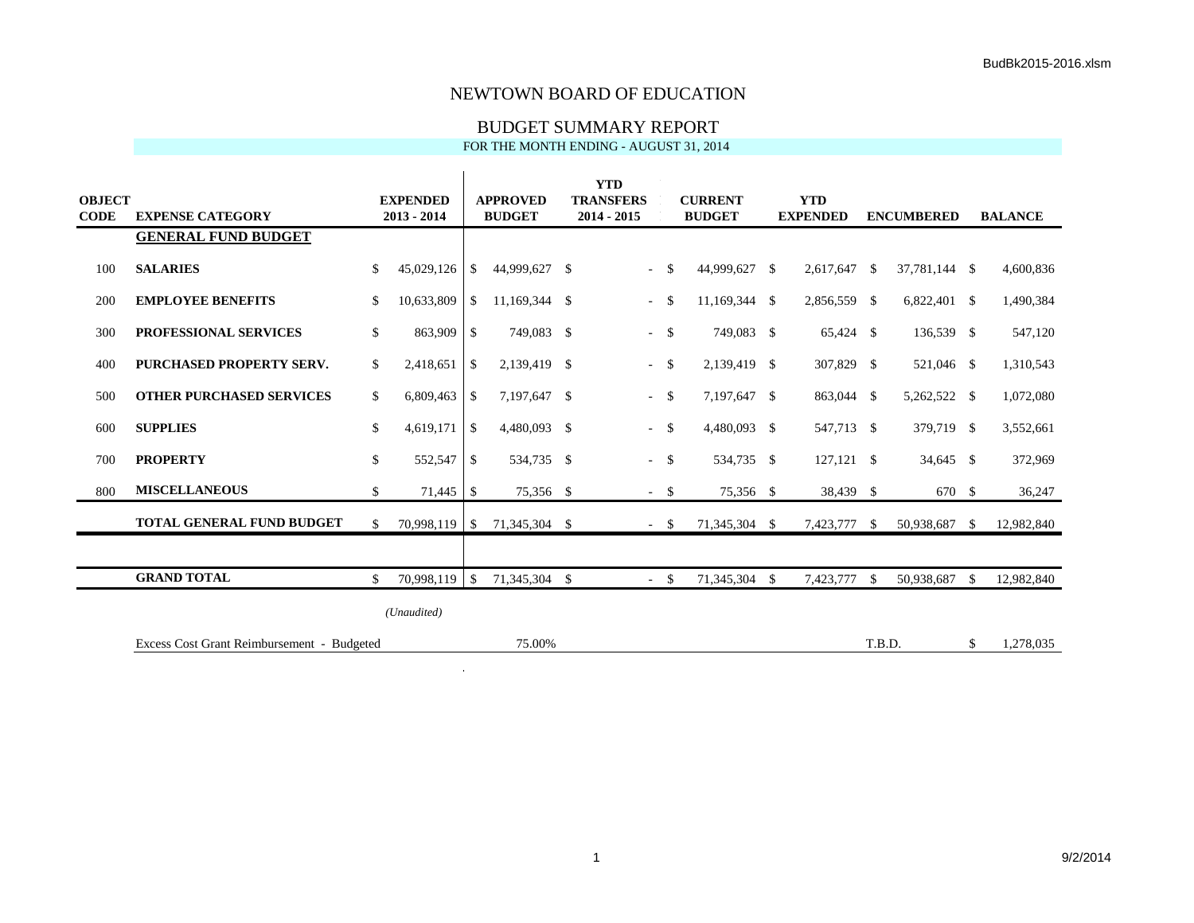# NEWTOWN BOARD OF EDUCATION

## BUDGET SUMMARY REPORT

FOR THE MONTH ENDING - AUGUST 31, 2014

| OBJECT CODE | EXPENSE CATEGORY | EXPENDED 2013 - 2014 | APPROVED BUDGET | YTD TRANSFERS 2014 - 2015 | CURRENT BUDGET | YTD EXPENDED | ENCUMBERED | BALANCE |
|---|---|---|---|---|---|---|---|---|
| | **GENERAL FUND BUDGET** | | | | | | | |
| 100 | **SALARIES** | $ 45,029,126 | $ 44,999,627 | $ - | $ 44,999,627 | $ 2,617,647 | $ 37,781,144 | $ 4,600,836 |
| 200 | **EMPLOYEE BENEFITS** | $ 10,633,809 | $ 11,169,344 | $ - | $ 11,169,344 | $ 2,856,559 | $ 6,822,401 | $ 1,490,384 |
| 300 | **PROFESSIONAL SERVICES** | $ 863,909 | $ 749,083 | $ - | $ 749,083 | $ 65,424 | $ 136,539 | $ 547,120 |
| 400 | **PURCHASED PROPERTY SERV.** | $ 2,418,651 | $ 2,139,419 | $ - | $ 2,139,419 | $ 307,829 | $ 521,046 | $ 1,310,543 |
| 500 | **OTHER PURCHASED SERVICES** | $ 6,809,463 | $ 7,197,647 | $ - | $ 7,197,647 | $ 863,044 | $ 5,262,522 | $ 1,072,080 |
| 600 | **SUPPLIES** | $ 4,619,171 | $ 4,480,093 | $ - | $ 4,480,093 | $ 547,713 | $ 379,719 | $ 3,552,661 |
| 700 | **PROPERTY** | $ 552,547 | $ 534,735 | $ - | $ 534,735 | $ 127,121 | $ 34,645 | $ 372,969 |
| 800 | **MISCELLANEOUS** | $ 71,445 | $ 75,356 | $ - | $ 75,356 | $ 38,439 | $ 670 | $ 36,247 |
| | **TOTAL GENERAL FUND BUDGET** | $ 70,998,119 | $ 71,345,304 | $ - | $ 71,345,304 | $ 7,423,777 | $ 50,938,687 | $ 12,982,840 |
| | **GRAND TOTAL** | $ 70,998,119 | $ 71,345,304 | $ - | $ 71,345,304 | $ 7,423,777 | $ 50,938,687 | $ 12,982,840 |
| | | *(Unaudited)* | | | | | | |
| | Excess Cost Grant Reimbursement - Budgeted | | 75.00% | | | | T.B.D. | $ 1,278,035 |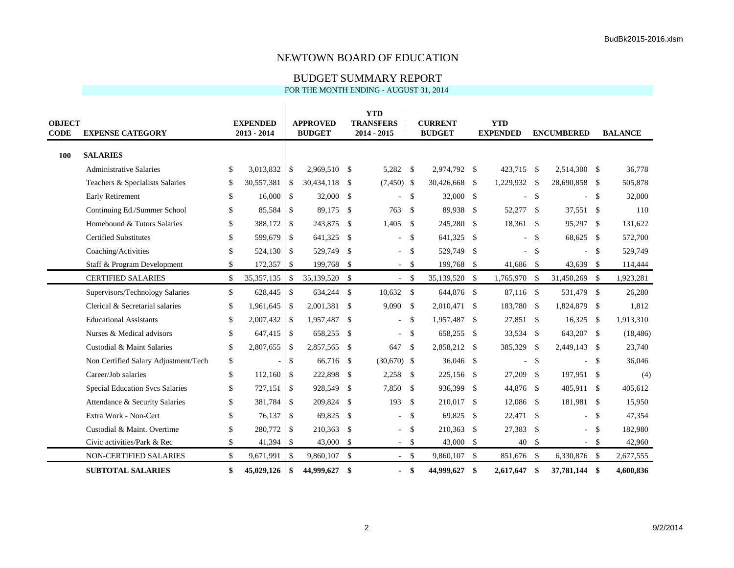# NEWTOWN BOARD OF EDUCATION

## BUDGET SUMMARY REPORT

FOR THE MONTH ENDING - AUGUST 31, 2014

| OBJECT CODE | EXPENSE CATEGORY | EXPENDED 2013 - 2014 | APPROVED BUDGET | YTD TRANSFERS 2014 - 2015 | CURRENT BUDGET | YTD EXPENDED | ENCUMBERED | BALANCE |
|---|---|---|---|---|---|---|---|---|
| **100** | **SALARIES** | | | | | | | |
| | Administrative Salaries | $ 3,013,832 | $ 2,969,510 | $ 5,282 | $ 2,974,792 | $ 423,715 | $ 2,514,300 | $ 36,778 |
| | Teachers & Specialists Salaries | $ 30,557,381 | $ 30,434,118 | $ (7,450) | $ 30,426,668 | $ 1,229,932 | $ 28,690,858 | $ 505,878 |
| | Early Retirement | $ 16,000 | $ 32,000 | $ - | $ 32,000 | $ - | $ - | $ 32,000 |
| | Continuing Ed./Summer School | $ 85,584 | $ 89,175 | $ 763 | $ 89,938 | $ 52,277 | $ 37,551 | $ 110 |
| | Homebound & Tutors Salaries | $ 388,172 | $ 243,875 | $ 1,405 | $ 245,280 | $ 18,361 | $ 95,297 | $ 131,622 |
| | Certified Substitutes | $ 599,679 | $ 641,325 | $ - | $ 641,325 | $ - | $ 68,625 | $ 572,700 |
| | Coaching/Activities | $ 524,130 | $ 529,749 | $ - | $ 529,749 | $ - | $ - | $ 529,749 |
| | Staff & Program Development | $ 172,357 | $ 199,768 | $ - | $ 199,768 | $ 41,686 | $ 43,639 | $ 114,444 |
| | CERTIFIED SALARIES | $ 35,357,135 | $ 35,139,520 | $ - | $ 35,139,520 | $ 1,765,970 | $ 31,450,269 | $ 1,923,281 |
| | Supervisors/Technology Salaries | $ 628,445 | $ 634,244 | $ 10,632 | $ 644,876 | $ 87,116 | $ 531,479 | $ 26,280 |
| | Clerical & Secretarial salaries | $ 1,961,645 | $ 2,001,381 | $ 9,090 | $ 2,010,471 | $ 183,780 | $ 1,824,879 | $ 1,812 |
| | Educational Assistants | $ 2,007,432 | $ 1,957,487 | $ - | $ 1,957,487 | $ 27,851 | $ 16,325 | $ 1,913,310 |
| | Nurses & Medical advisors | $ 647,415 | $ 658,255 | $ - | $ 658,255 | $ 33,534 | $ 643,207 | $ (18,486) |
| | Custodial & Maint Salaries | $ 2,807,655 | $ 2,857,565 | $ 647 | $ 2,858,212 | $ 385,329 | $ 2,449,143 | $ 23,740 |
| | Non Certified Salary Adjustment/Tech | $ - | $ 66,716 | $ (30,670) | $ 36,046 | $ - | $ - | $ 36,046 |
| | Career/Job salaries | $ 112,160 | $ 222,898 | $ 2,258 | $ 225,156 | $ 27,209 | $ 197,951 | $ (4) |
| | Special Education Svcs Salaries | $ 727,151 | $ 928,549 | $ 7,850 | $ 936,399 | $ 44,876 | $ 485,911 | $ 405,612 |
| | Attendance & Security Salaries | $ 381,784 | $ 209,824 | $ 193 | $ 210,017 | $ 12,086 | $ 181,981 | $ 15,950 |
| | Extra Work - Non-Cert | $ 76,137 | $ 69,825 | $ - | $ 69,825 | $ 22,471 | $ - | $ 47,354 |
| | Custodial & Maint. Overtime | $ 280,772 | $ 210,363 | $ - | $ 210,363 | $ 27,383 | $ - | $ 182,980 |
| | Civic activities/Park & Rec | $ 41,394 | $ 43,000 | $ - | $ 43,000 | $ 40 | $ - | $ 42,960 |
| | NON-CERTIFIED SALARIES | $ 9,671,991 | $ 9,860,107 | $ - | $ 9,860,107 | $ 851,676 | $ 6,330,876 | $ 2,677,555 |
| | **SUBTOTAL SALARIES** | **$ 45,029,126** | **$ 44,999,627** | **$ -** | **$ 44,999,627** | **$ 2,617,647** | **$ 37,781,144** | **$ 4,600,836** |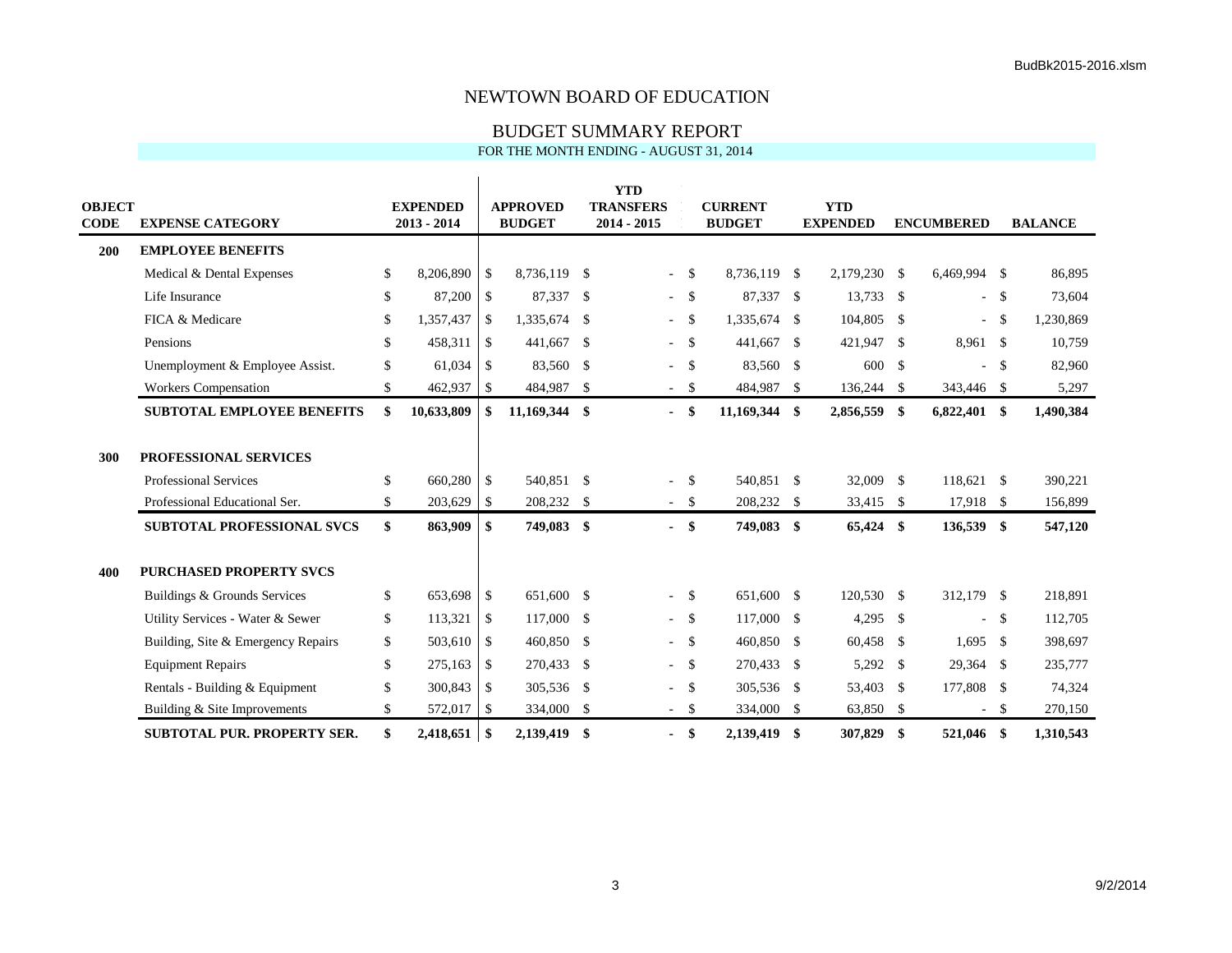# NEWTOWN BOARD OF EDUCATION

## BUDGET SUMMARY REPORT

FOR THE MONTH ENDING - AUGUST 31, 2014

| OBJECT CODE | EXPENSE CATEGORY | EXPENDED 2013 - 2014 | APPROVED BUDGET | YTD TRANSFERS 2014 - 2015 | CURRENT BUDGET | YTD EXPENDED | ENCUMBERED | BALANCE |
|---|---|---|---|---|---|---|---|---|
| **200** | **EMPLOYEE BENEFITS** | | | | | | | |
| | Medical & Dental Expenses | $ 8,206,890 | $ 8,736,119 | $ - | $ 8,736,119 | $ 2,179,230 | $ 6,469,994 | $ 86,895 |
| | Life Insurance | $ 87,200 | $ 87,337 | $ - | $ 87,337 | $ 13,733 | $ - | $ 73,604 |
| | FICA & Medicare | $ 1,357,437 | $ 1,335,674 | $ - | $ 1,335,674 | $ 104,805 | $ - | $ 1,230,869 |
| | Pensions | $ 458,311 | $ 441,667 | $ - | $ 441,667 | $ 421,947 | $ 8,961 | $ 10,759 |
| | Unemployment & Employee Assist. | $ 61,034 | $ 83,560 | $ - | $ 83,560 | $ 600 | $ - | $ 82,960 |
| | Workers Compensation | $ 462,937 | $ 484,987 | $ - | $ 484,987 | $ 136,244 | $ 343,446 | $ 5,297 |
| | **SUBTOTAL EMPLOYEE BENEFITS** | **$ 10,633,809** | **$ 11,169,344** | **$ -** | **$ 11,169,344** | **$ 2,856,559** | **$ 6,822,401** | **$ 1,490,384** |
| **300** | **PROFESSIONAL SERVICES** | | | | | | | |
| | Professional Services | $ 660,280 | $ 540,851 | $ - | $ 540,851 | $ 32,009 | $ 118,621 | $ 390,221 |
| | Professional Educational Ser. | $ 203,629 | $ 208,232 | $ - | $ 208,232 | $ 33,415 | $ 17,918 | $ 156,899 |
| | **SUBTOTAL PROFESSIONAL SVCS** | **$ 863,909** | **$ 749,083** | **$ -** | **$ 749,083** | **$ 65,424** | **$ 136,539** | **$ 547,120** |
| **400** | **PURCHASED PROPERTY SVCS** | | | | | | | |
| | Buildings & Grounds Services | $ 653,698 | $ 651,600 | $ - | $ 651,600 | $ 120,530 | $ 312,179 | $ 218,891 |
| | Utility Services - Water & Sewer | $ 113,321 | $ 117,000 | $ - | $ 117,000 | $ 4,295 | $ - | $ 112,705 |
| | Building, Site & Emergency Repairs | $ 503,610 | $ 460,850 | $ - | $ 460,850 | $ 60,458 | $ 1,695 | $ 398,697 |
| | Equipment Repairs | $ 275,163 | $ 270,433 | $ - | $ 270,433 | $ 5,292 | $ 29,364 | $ 235,777 |
| | Rentals - Building & Equipment | $ 300,843 | $ 305,536 | $ - | $ 305,536 | $ 53,403 | $ 177,808 | $ 74,324 |
| | Building & Site Improvements | $ 572,017 | $ 334,000 | $ - | $ 334,000 | $ 63,850 | $ - | $ 270,150 |
| | **SUBTOTAL PUR. PROPERTY SER.** | **$ 2,418,651** | **$ 2,139,419** | **$ -** | **$ 2,139,419** | **$ 307,829** | **$ 521,046** | **$ 1,310,543** |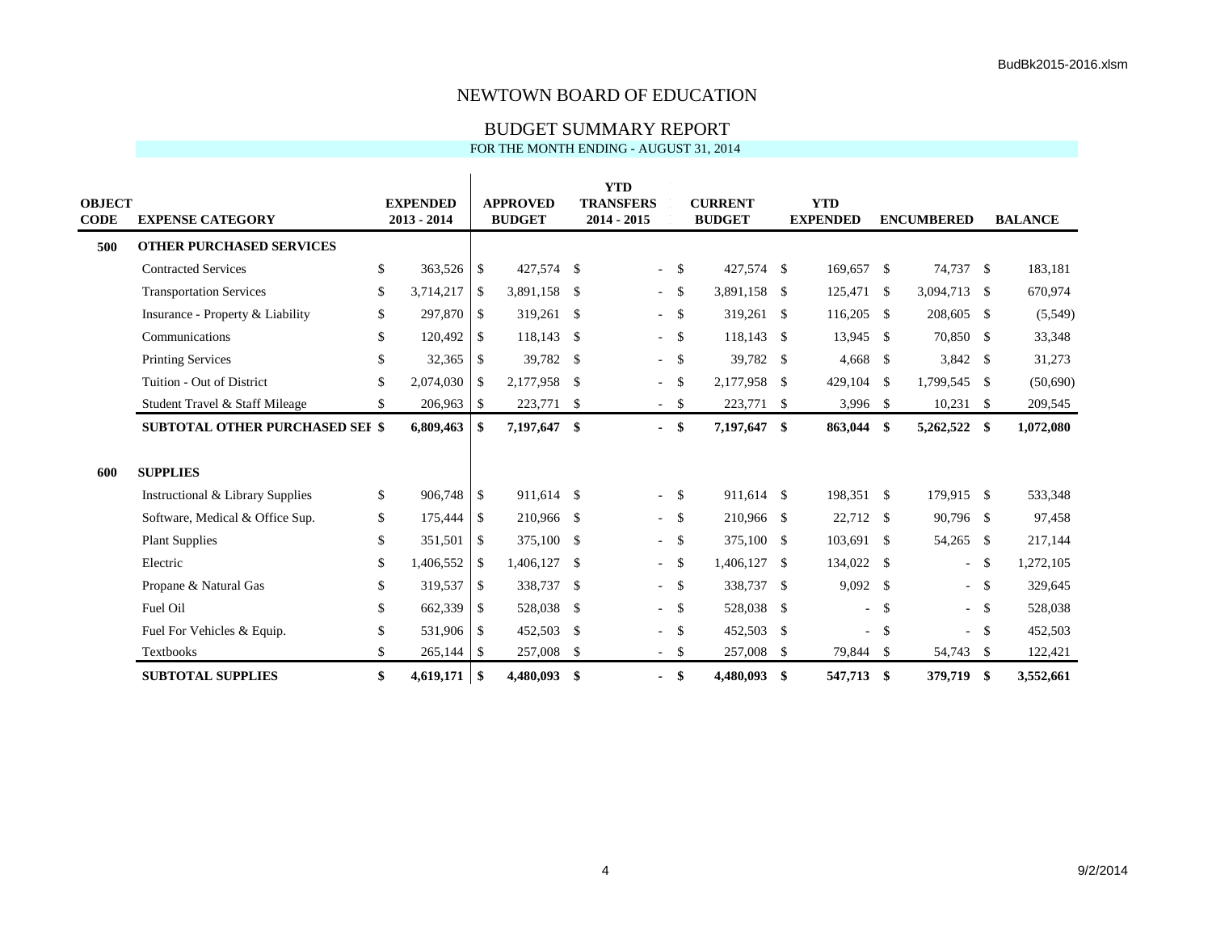# NEWTOWN BOARD OF EDUCATION

## BUDGET SUMMARY REPORT

FOR THE MONTH ENDING - AUGUST 31, 2014

| OBJECT CODE | EXPENSE CATEGORY | EXPENDED 2013 - 2014 | APPROVED BUDGET | YTD TRANSFERS 2014 - 2015 | CURRENT BUDGET | YTD EXPENDED | ENCUMBERED | BALANCE |
|---|---|---|---|---|---|---|---|---|
| **500** | **OTHER PURCHASED SERVICES** | | | | | | | |
| | Contracted Services | $ 363,526 | $ 427,574 | $ - | $ 427,574 | $ 169,657 | $ 74,737 | $ 183,181 |
| | Transportation Services | $ 3,714,217 | $ 3,891,158 | $ - | $ 3,891,158 | $ 125,471 | $ 3,094,713 | $ 670,974 |
| | Insurance - Property & Liability | $ 297,870 | $ 319,261 | $ - | $ 319,261 | $ 116,205 | $ 208,605 | $ (5,549) |
| | Communications | $ 120,492 | $ 118,143 | $ - | $ 118,143 | $ 13,945 | $ 70,850 | $ 33,348 |
| | Printing Services | $ 32,365 | $ 39,782 | $ - | $ 39,782 | $ 4,668 | $ 3,842 | $ 31,273 |
| | Tuition - Out of District | $ 2,074,030 | $ 2,177,958 | $ - | $ 2,177,958 | $ 429,104 | $ 1,799,545 | $ (50,690) |
| | Student Travel & Staff Mileage | $ 206,963 | $ 223,771 | $ - | $ 223,771 | $ 3,996 | $ 10,231 | $ 209,545 |
| | **SUBTOTAL OTHER PURCHASED SEF** | **$ 6,809,463** | **$ 7,197,647** | **$ -** | **$ 7,197,647** | **$ 863,044** | **$ 5,262,522** | **$ 1,072,080** |
| **600** | **SUPPLIES** | | | | | | | |
| | Instructional & Library Supplies | $ 906,748 | $ 911,614 | $ - | $ 911,614 | $ 198,351 | $ 179,915 | $ 533,348 |
| | Software, Medical & Office Sup. | $ 175,444 | $ 210,966 | $ - | $ 210,966 | $ 22,712 | $ 90,796 | $ 97,458 |
| | Plant Supplies | $ 351,501 | $ 375,100 | $ - | $ 375,100 | $ 103,691 | $ 54,265 | $ 217,144 |
| | Electric | $ 1,406,552 | $ 1,406,127 | $ - | $ 1,406,127 | $ 134,022 | $ - | $ 1,272,105 |
| | Propane & Natural Gas | $ 319,537 | $ 338,737 | $ - | $ 338,737 | $ 9,092 | $ - | $ 329,645 |
| | Fuel Oil | $ 662,339 | $ 528,038 | $ - | $ 528,038 | $ - | $ - | $ 528,038 |
| | Fuel For Vehicles & Equip. | $ 531,906 | $ 452,503 | $ - | $ 452,503 | $ - | $ - | $ 452,503 |
| | Textbooks | $ 265,144 | $ 257,008 | $ - | $ 257,008 | $ 79,844 | $ 54,743 | $ 122,421 |
| | **SUBTOTAL SUPPLIES** | **$ 4,619,171** | **$ 4,480,093** | **$ -** | **$ 4,480,093** | **$ 547,713** | **$ 379,719** | **$ 3,552,661** |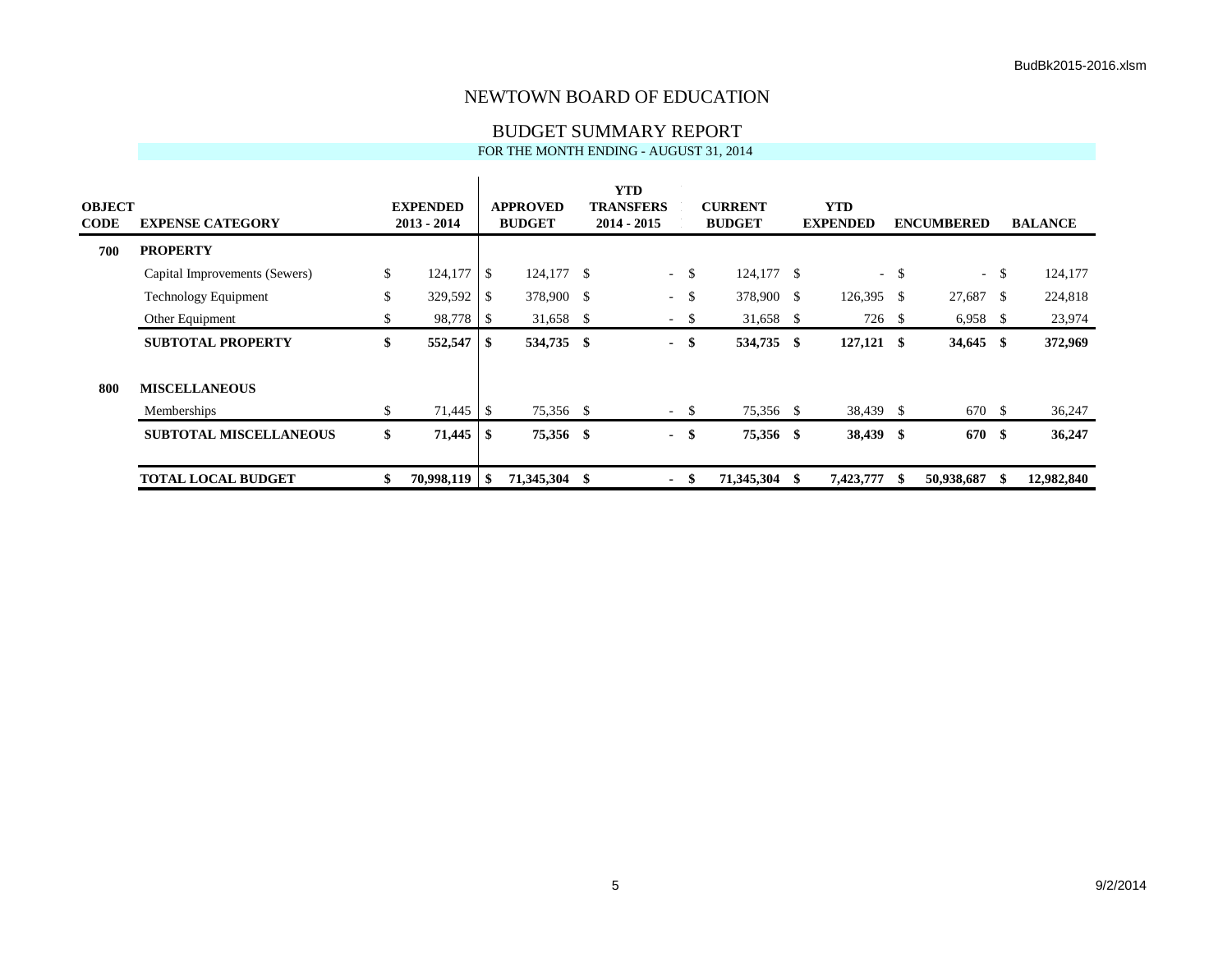# NEWTOWN BOARD OF EDUCATION

## BUDGET SUMMARY REPORT

FOR THE MONTH ENDING - AUGUST 31, 2014

| OBJECT CODE | EXPENSE CATEGORY | EXPENDED 2013 - 2014 | APPROVED BUDGET | YTD TRANSFERS 2014 - 2015 | CURRENT BUDGET | YTD EXPENDED | ENCUMBERED | BALANCE |
|---|---|---|---|---|---|---|---|---|
| **700** | **PROPERTY** | | | | | | | |
| | Capital Improvements (Sewers) | $ 124,177 | $ 124,177 | $ - | $ 124,177 | $ - | $ - | $ 124,177 |
| | Technology Equipment | $ 329,592 | $ 378,900 | $ - | $ 378,900 | $ 126,395 | $ 27,687 | $ 224,818 |
| | Other Equipment | $ 98,778 | $ 31,658 | $ - | $ 31,658 | $ 726 | $ 6,958 | $ 23,974 |
| | **SUBTOTAL PROPERTY** | **$ 552,547** | **$ 534,735** | **$ -** | **$ 534,735** | **$ 127,121** | **$ 34,645** | **$ 372,969** |
| **800** | **MISCELLANEOUS** | | | | | | | |
| | Memberships | $ 71,445 | $ 75,356 | $ - | $ 75,356 | $ 38,439 | $ 670 | $ 36,247 |
| | **SUBTOTAL MISCELLANEOUS** | **$ 71,445** | **$ 75,356** | **$ -** | **$ 75,356** | **$ 38,439** | **$ 670** | **$ 36,247** |
| | **TOTAL LOCAL BUDGET** | **$ 70,998,119** | **$ 71,345,304** | **$ -** | **$ 71,345,304** | **$ 7,423,777** | **$ 50,938,687** | **$ 12,982,840** |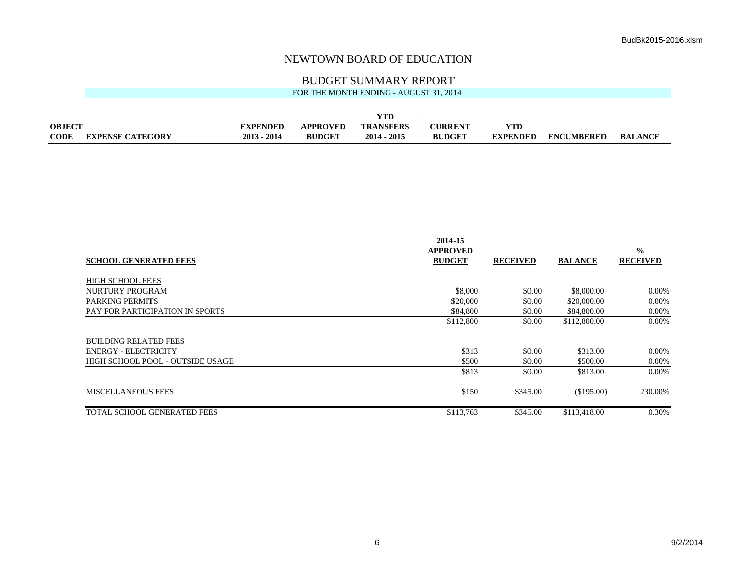# NEWTOWN BOARD OF EDUCATION

## BUDGET SUMMARY REPORT

FOR THE MONTH ENDING - AUGUST 31, 2014

| OBJECT CODE | EXPENSE CATEGORY | EXPENDED 2013 - 2014 | APPROVED BUDGET | YTD TRANSFERS 2014 - 2015 | CURRENT BUDGET | YTD EXPENDED | ENCUMBERED | BALANCE |
|---|---|---|---|---|---|---|---|---|

| SCHOOL GENERATED FEES | 2014-15 APPROVED BUDGET | RECEIVED | BALANCE | % RECEIVED |
|---|---|---|---|---|
| HIGH SCHOOL FEES | | | | |
| NURTURY PROGRAM | $8,000 | $0.00 | $8,000.00 | 0.00% |
| PARKING PERMITS | $20,000 | $0.00 | $20,000.00 | 0.00% |
| PAY FOR PARTICIPATION IN SPORTS | $84,800 | $0.00 | $84,800.00 | 0.00% |
| | $112,800 | $0.00 | $112,800.00 | 0.00% |
| BUILDING RELATED FEES | | | | |
| ENERGY - ELECTRICITY | $313 | $0.00 | $313.00 | 0.00% |
| HIGH SCHOOL POOL - OUTSIDE USAGE | $500 | $0.00 | $500.00 | 0.00% |
| | $813 | $0.00 | $813.00 | 0.00% |
| MISCELLANEOUS FEES | $150 | $345.00 | ($195.00) | 230.00% |
| TOTAL SCHOOL GENERATED FEES | $113,763 | $345.00 | $113,418.00 | 0.30% |